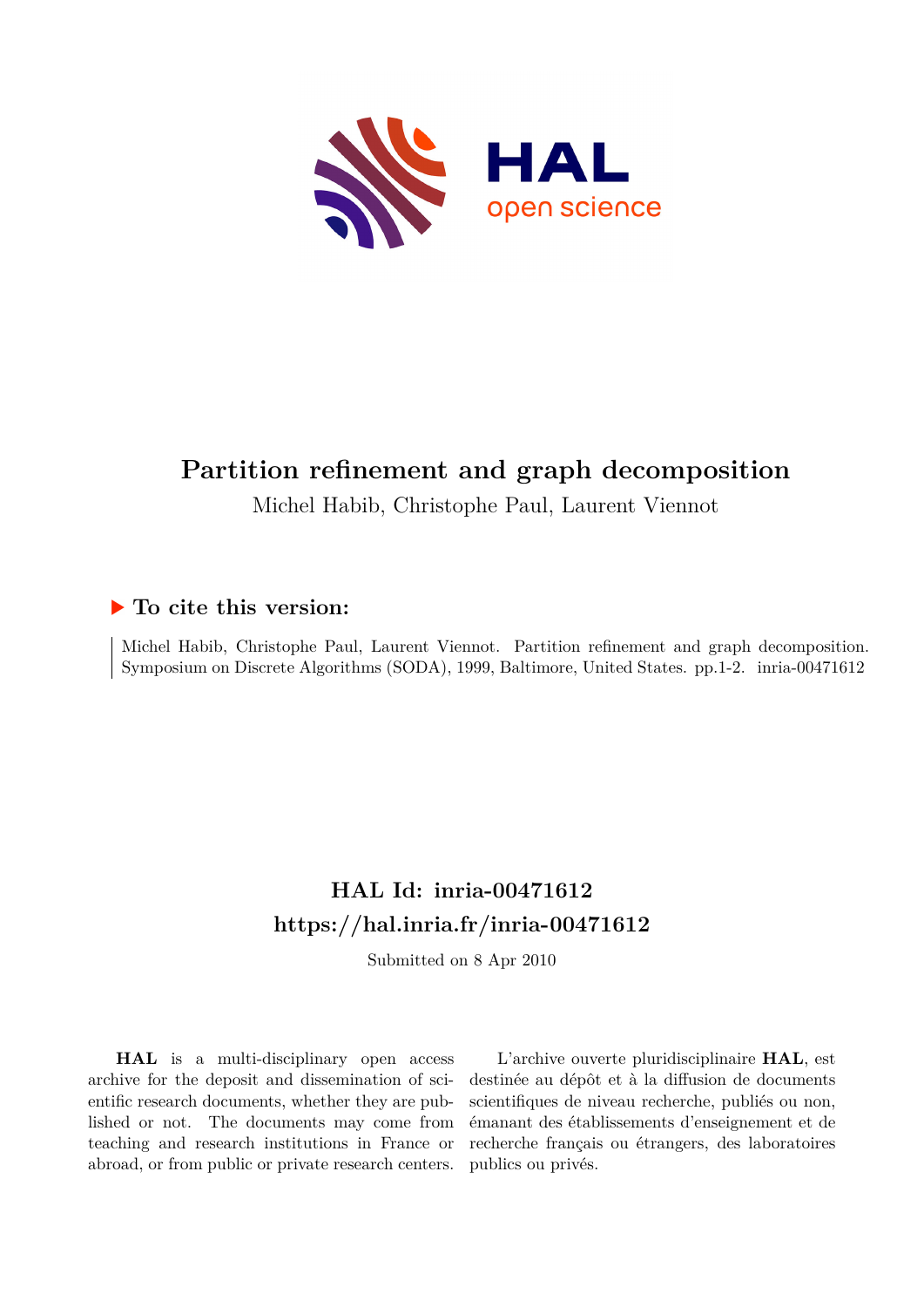# Partition refinement and graph decomposition

Michel Habib, Christophe Paul, Laurent Viennot

## ▶ To cite this version:

Michel Habib, Christophe Paul, Laurent Viennot. Partition refinement and graph decomposition. Symposium on Discrete Algorithms (SODA), 1999, Baltimore, United States. pp.1-2. inria-00471612

## HAL Id: inria-00471612

## https://hal.inria.fr/inria-00471612

Submitted on 8 Apr 2010

**HAL** is a multi-disciplinary open access archive for the deposit and dissemination of scientific research documents, whether they are published or not. The documents may come from teaching and research institutions in France or abroad, or from public or private research centers.

L'archive ouverte pluridisciplinaire **HAL**, est destinée au dépôt et à la diffusion de documents scientifiques de niveau recherche, publiés ou non, émanant des établissements d'enseignement et de recherche français ou étrangers, des laboratoires publics ou privés.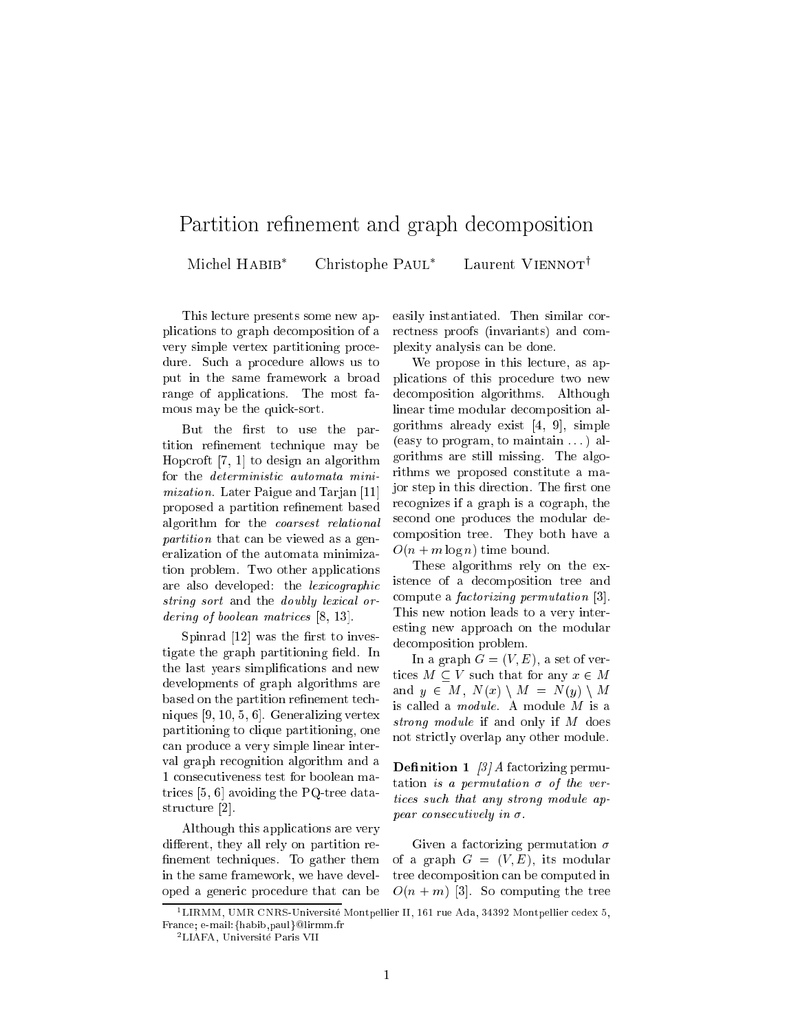# Partition refinement and graph decomposition

Michel Habib[*] Christophe Paul[*] Laurent Viennot[†]

This lecture presents some new applications to graph decomposition of a very simple vertex partitioning procedure. Such a procedure allows us to put in the same framework a broad range of applications. The most famous may be the quick-sort.

But the first to use the partition refinement technique may be Hopcroft [7, 1] to design an algorithm for the *deterministic automata minimization*. Later Paigue and Tarjan [11] proposed a partition refinement based algorithm for the *coarsest relational partition* that can be viewed as a generalization of the automata minimization problem. Two other applications are also developed: the *lexicographic string sort* and the *doubly lexical ordering of boolean matrices* [8, 13].

Spinrad [12] was the first to investigate the graph partitioning field. In the last years simplifications and new developments of graph algorithms are based on the partition refinement techniques [9, 10, 5, 6]. Generalizing vertex partitioning to clique partitioning, one can produce a very simple linear interval graph recognition algorithm and a 1 consecutiveness test for boolean matrices [5, 6] avoiding the PQ-tree datastructure [2].

Although this applications are very different, they all rely on partition refinement techniques. To gather them in the same framework, we have developed a generic procedure that can be easily instantiated. Then similar correctness proofs (invariants) and complexity analysis can be done.

We propose in this lecture, as applications of this procedure two new decomposition algorithms. Although linear time modular decomposition algorithms already exist [4, 9], simple (easy to program, to maintain ...) algorithms are still missing. The algorithms we proposed constitute a major step in this direction. The first one recognizes if a graph is a cograph, the second one produces the modular decomposition tree. They both have a $O(n + m \log n)$ time bound.

These algorithms rely on the existence of a decomposition tree and compute a *factorizing permutation* [3]. This new notion leads to a very interesting new approach on the modular decomposition problem.

In a graph $G = (V, E)$, a set of vertices $M \subseteq V$ such that for any $x \in M$ and $y \in M$, $N(x) \setminus M = N(y) \setminus M$ is called a *module*. A module $M$ is a *strong module* if and only if $M$ does not strictly overlap any other module.

**Definition 1** *[3] A* factorizing permutation *is a permutation $\sigma$ of the vertices such that any strong module appear consecutively in $\sigma$.*

Given a factorizing permutation $\sigma$ of a graph $G = (V, E)$, its modular tree decomposition can be computed in $O(n + m)$ [3]. So computing the tree

---

[1] LIRMM, UMR CNRS-Université Montpellier II, 161 rue Ada, 34392 Montpellier cedex 5, France; e-mail: {habib,paul}@lirmm.fr

[2] LIAFA, Université Paris VII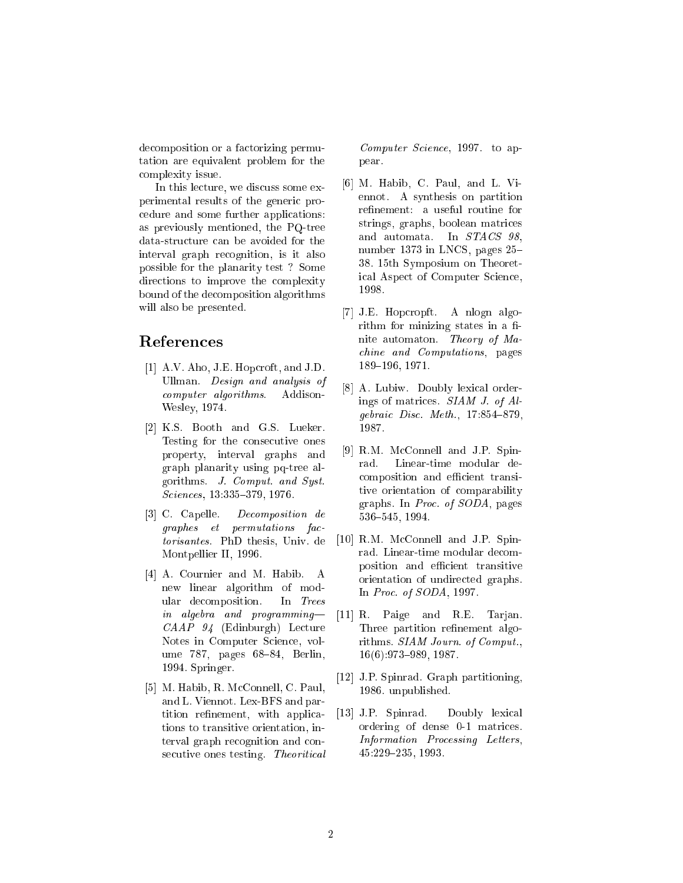decomposition or a factorizing permutation are equivalent problem for the complexity issue.

In this lecture, we discuss some experimental results of the generic procedure and some further applications: as previously mentioned, the PQ-tree data-structure can be avoided for the interval graph recognition, is it also possible for the planarity test ? Some directions to improve the complexity bound of the decomposition algorithms will also be presented.

## References

[1] A.V. Aho, J.E. Hopcroft, and J.D. Ullman. *Design and analysis of computer algorithms*. Addison-Wesley, 1974.

[2] K.S. Booth and G.S. Lueker. Testing for the consecutive ones property, interval graphs and graph planarity using pq-tree algorithms. *J. Comput. and Syst. Sciences*, 13:335–379, 1976.

[3] C. Capelle. *Decomposition de graphes et permutations factorisantes*. PhD thesis, Univ. de Montpellier II, 1996.

[4] A. Cournier and M. Habib. A new linear algorithm of modular decomposition. In *Trees in algebra and programming— CAAP 94* (Edinburgh) Lecture Notes in Computer Science, volume 787, pages 68–84, Berlin, 1994. Springer.

[5] M. Habib, R. McConnell, C. Paul, and L. Viennot. Lex-BFS and partition refinement, with applications to transitive orientation, interval graph recognition and consecutive ones testing. *Theoritical Computer Science*, 1997. to appear.

[6] M. Habib, C. Paul, and L. Viennot. A synthesis on partition refinement: a useful routine for strings, graphs, boolean matrices and automata. In *STACS 98*, number 1373 in LNCS, pages 25–38. 15th Symposium on Theoretical Aspect of Computer Science, 1998.

[7] J.E. Hopcropft. A nlogn algorithm for minizing states in a finite automaton. *Theory of Machine and Computations*, pages 189–196, 1971.

[8] A. Lubiw. Doubly lexical orderings of matrices. *SIAM J. of Algebraic Disc. Meth.*, 17:854–879, 1987.

[9] R.M. McConnell and J.P. Spinrad. Linear-time modular decomposition and efficient transitive orientation of comparability graphs. In *Proc. of SODA*, pages 536–545, 1994.

[10] R.M. McConnell and J.P. Spinrad. Linear-time modular decomposition and efficient transitive orientation of undirected graphs. In *Proc. of SODA*, 1997.

[11] R. Paige and R.E. Tarjan. Three partition refinement algorithms. *SIAM Journ. of Comput.*, 16(6):973–989, 1987.

[12] J.P. Spinrad. Graph partitioning, 1986. unpublished.

[13] J.P. Spinrad. Doubly lexical ordering of dense 0-1 matrices. *Information Processing Letters*, 45:229–235, 1993.